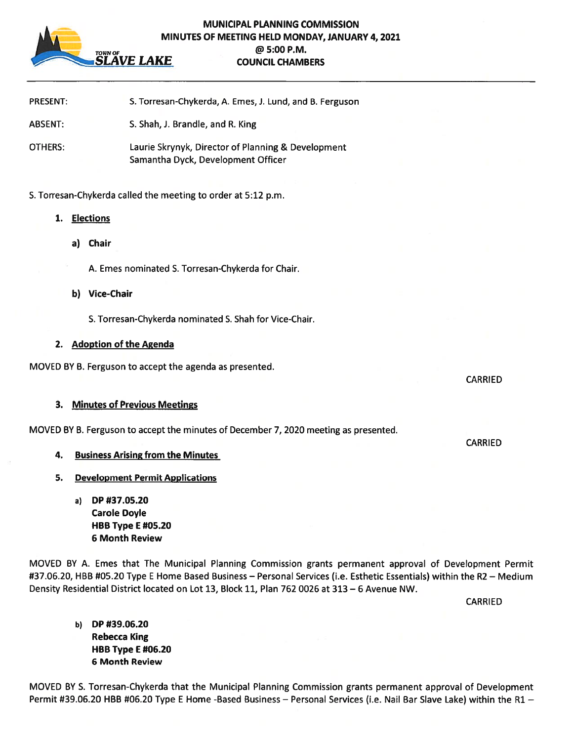# MUNICIPAL PLANNING COMMISSION
## MINUTES OF MEETING HELD MONDAY, JANUARY 4, 2021
## @ 5:00 P.M.
## COUNCIL CHAMBERS

TOWN OF SLAVE LAKE

---

PRESENT: S. Torresan-Chykerda, A. Emes, J. Lund, and B. Ferguson

ABSENT: S. Shah, J. Brandle, and R. King

OTHERS: Laurie Skrynyk, Director of Planning & Development
Samantha Dyck, Development Officer

S. Torresan-Chykerda called the meeting to order at 5:12 p.m.

1. **Elections**

   a) **Chair**

   A. Emes nominated S. Torresan-Chykerda for Chair.

   b) **Vice-Chair**

   S. Torresan-Chykerda nominated S. Shah for Vice-Chair.

2. **Adoption of the Agenda**

MOVED BY B. Ferguson to accept the agenda as presented.

CARRIED

3. **Minutes of Previous Meetings**

MOVED BY B. Ferguson to accept the minutes of December 7, 2020 meeting as presented.

CARRIED

4. **Business Arising from the Minutes**

5. **Development Permit Applications**

   a) **DP #37.05.20**
   **Carole Doyle**
   **HBB Type E #05.20**
   **6 Month Review**

MOVED BY A. Emes that The Municipal Planning Commission grants permanent approval of Development Permit #37.06.20, HBB #05.20 Type E Home Based Business – Personal Services (i.e. Esthetic Essentials) within the R2 – Medium Density Residential District located on Lot 13, Block 11, Plan 762 0026 at 313 – 6 Avenue NW.

CARRIED

   b) **DP #39.06.20**
   **Rebecca King**
   **HBB Type E #06.20**
   **6 Month Review**

MOVED BY S. Torresan-Chykerda that the Municipal Planning Commission grants permanent approval of Development Permit #39.06.20 HBB #06.20 Type E Home -Based Business – Personal Services (i.e. Nail Bar Slave Lake) within the R1 –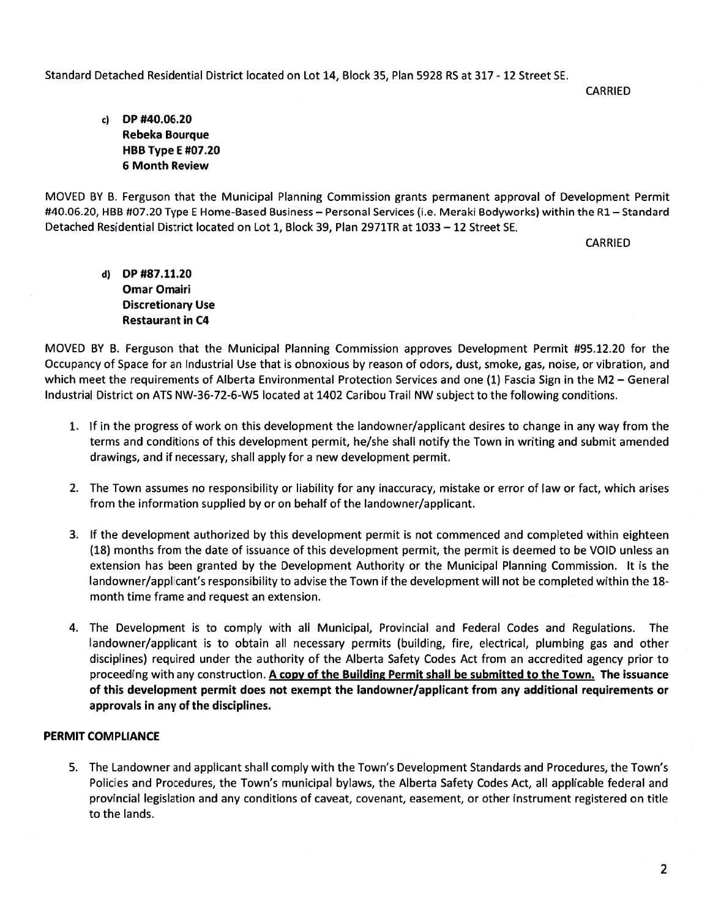Standard Detached Residential District located on Lot 14, Block 35, Plan 5928 RS at 317 - 12 Street SE.

CARRIED

c) **DP #40.06.20**
**Rebeka Bourque**
**HBB Type E #07.20**
**6 Month Review**

MOVED BY B. Ferguson that the Municipal Planning Commission grants permanent approval of Development Permit #40.06.20, HBB #07.20 Type E Home-Based Business – Personal Services (i.e. Meraki Bodyworks) within the R1 – Standard Detached Residential District located on Lot 1, Block 39, Plan 2971TR at 1033 – 12 Street SE.

CARRIED

d) **DP #87.11.20**
**Omar Omairi**
**Discretionary Use**
**Restaurant in C4**

MOVED BY B. Ferguson that the Municipal Planning Commission approves Development Permit #95.12.20 for the Occupancy of Space for an Industrial Use that is obnoxious by reason of odors, dust, smoke, gas, noise, or vibration, and which meet the requirements of Alberta Environmental Protection Services and one (1) Fascia Sign in the M2 – General Industrial District on ATS NW-36-72-6-W5 located at 1402 Caribou Trail NW subject to the following conditions.

1. If in the progress of work on this development the landowner/applicant desires to change in any way from the terms and conditions of this development permit, he/she shall notify the Town in writing and submit amended drawings, and if necessary, shall apply for a new development permit.

2. The Town assumes no responsibility or liability for any inaccuracy, mistake or error of law or fact, which arises from the information supplied by or on behalf of the landowner/applicant.

3. If the development authorized by this development permit is not commenced and completed within eighteen (18) months from the date of issuance of this development permit, the permit is deemed to be VOID unless an extension has been granted by the Development Authority or the Municipal Planning Commission. It is the landowner/applicant's responsibility to advise the Town if the development will not be completed within the 18-month time frame and request an extension.

4. The Development is to comply with all Municipal, Provincial and Federal Codes and Regulations. The landowner/applicant is to obtain all necessary permits (building, fire, electrical, plumbing gas and other disciplines) required under the authority of the Alberta Safety Codes Act from an accredited agency prior to proceeding with any construction. **A copy of the Building Permit shall be submitted to the Town. The issuance of this development permit does not exempt the landowner/applicant from any additional requirements or approvals in any of the disciplines.**

**PERMIT COMPLIANCE**

5. The Landowner and applicant shall comply with the Town's Development Standards and Procedures, the Town's Policies and Procedures, the Town's municipal bylaws, the Alberta Safety Codes Act, all applicable federal and provincial legislation and any conditions of caveat, covenant, easement, or other instrument registered on title to the lands.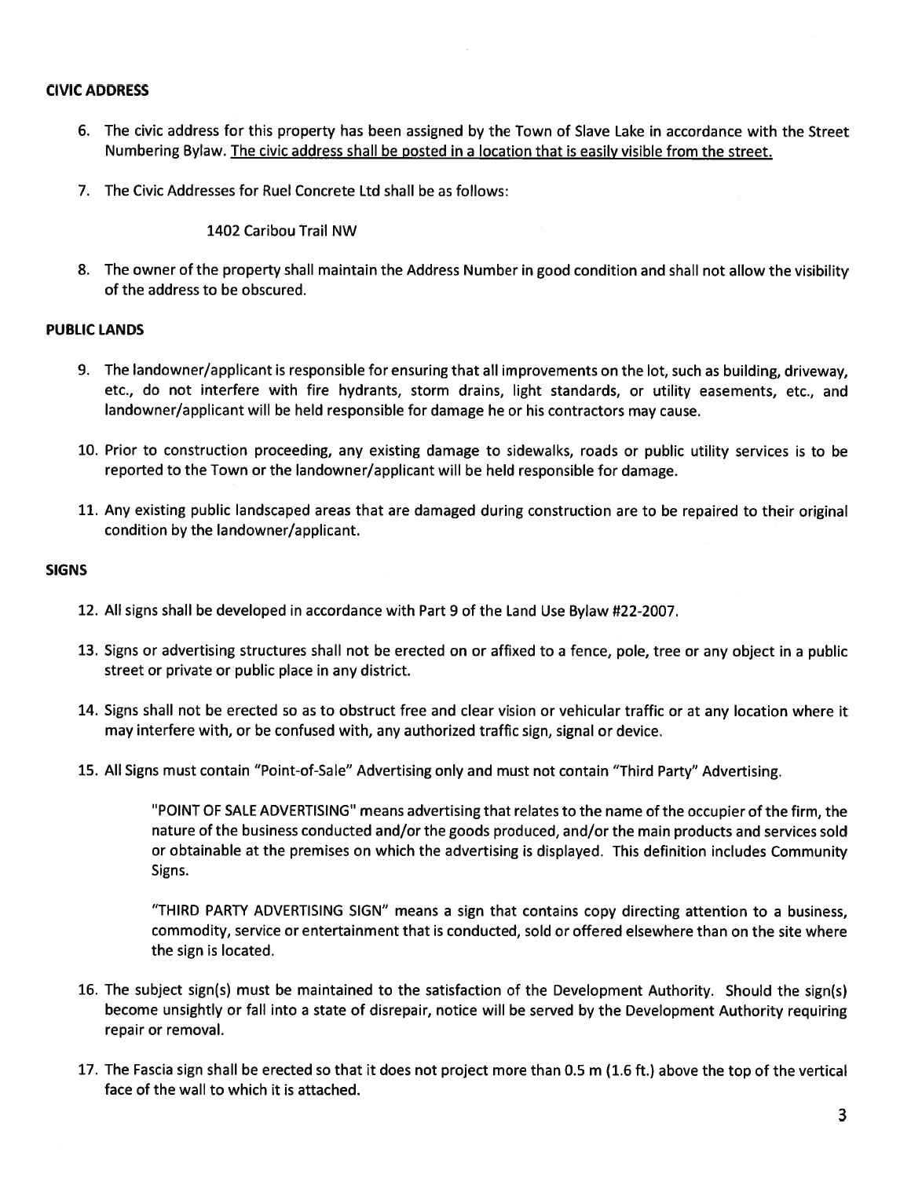## CIVIC ADDRESS

6. The civic address for this property has been assigned by the Town of Slave Lake in accordance with the Street Numbering Bylaw. <u>The civic address shall be posted in a location that is easily visible from the street.</u>

7. The Civic Addresses for Ruel Concrete Ltd shall be as follows:

   1402 Caribou Trail NW

8. The owner of the property shall maintain the Address Number in good condition and shall not allow the visibility of the address to be obscured.

## PUBLIC LANDS

9. The landowner/applicant is responsible for ensuring that all improvements on the lot, such as building, driveway, etc., do not interfere with fire hydrants, storm drains, light standards, or utility easements, etc., and landowner/applicant will be held responsible for damage he or his contractors may cause.

10. Prior to construction proceeding, any existing damage to sidewalks, roads or public utility services is to be reported to the Town or the landowner/applicant will be held responsible for damage.

11. Any existing public landscaped areas that are damaged during construction are to be repaired to their original condition by the landowner/applicant.

## SIGNS

12. All signs shall be developed in accordance with Part 9 of the Land Use Bylaw #22-2007.

13. Signs or advertising structures shall not be erected on or affixed to a fence, pole, tree or any object in a public street or private or public place in any district.

14. Signs shall not be erected so as to obstruct free and clear vision or vehicular traffic or at any location where it may interfere with, or be confused with, any authorized traffic sign, signal or device.

15. All Signs must contain "Point-of-Sale" Advertising only and must not contain "Third Party" Advertising.

    "POINT OF SALE ADVERTISING" means advertising that relates to the name of the occupier of the firm, the nature of the business conducted and/or the goods produced, and/or the main products and services sold or obtainable at the premises on which the advertising is displayed. This definition includes Community Signs.

    "THIRD PARTY ADVERTISING SIGN" means a sign that contains copy directing attention to a business, commodity, service or entertainment that is conducted, sold or offered elsewhere than on the site where the sign is located.

16. The subject sign(s) must be maintained to the satisfaction of the Development Authority. Should the sign(s) become unsightly or fall into a state of disrepair, notice will be served by the Development Authority requiring repair or removal.

17. The Fascia sign shall be erected so that it does not project more than 0.5 m (1.6 ft.) above the top of the vertical face of the wall to which it is attached.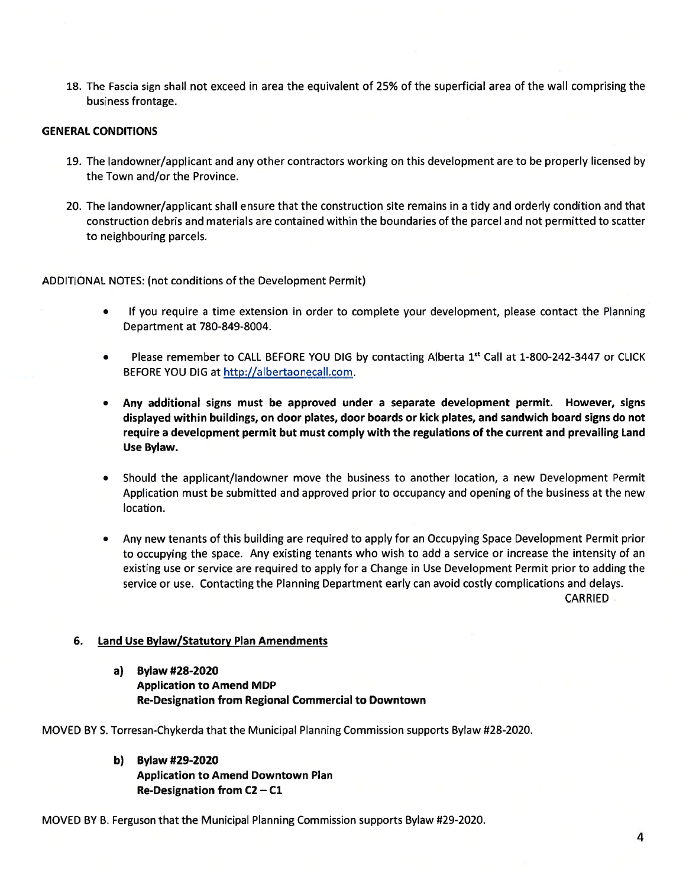18. The Fascia sign shall not exceed in area the equivalent of 25% of the superficial area of the wall comprising the business frontage.

**GENERAL CONDITIONS**

19. The landowner/applicant and any other contractors working on this development are to be properly licensed by the Town and/or the Province.

20. The landowner/applicant shall ensure that the construction site remains in a tidy and orderly condition and that construction debris and materials are contained within the boundaries of the parcel and not permitted to scatter to neighbouring parcels.

ADDITIONAL NOTES: (not conditions of the Development Permit)

- If you require a time extension in order to complete your development, please contact the Planning Department at 780-849-8004.
- Please remember to CALL BEFORE YOU DIG by contacting Alberta 1st Call at 1-800-242-3447 or CLICK BEFORE YOU DIG at http://albertaonecall.com.
- **Any additional signs must be approved under a separate development permit. However, signs displayed within buildings, on door plates, door boards or kick plates, and sandwich board signs do not require a development permit but must comply with the regulations of the current and prevailing Land Use Bylaw.**
- Should the applicant/landowner move the business to another location, a new Development Permit Application must be submitted and approved prior to occupancy and opening of the business at the new location.
- Any new tenants of this building are required to apply for an Occupying Space Development Permit prior to occupying the space. Any existing tenants who wish to add a service or increase the intensity of an existing use or service are required to apply for a Change in Use Development Permit prior to adding the service or use. Contacting the Planning Department early can avoid costly complications and delays.

CARRIED

## 6. Land Use Bylaw/Statutory Plan Amendments

**a) Bylaw #28-2020**
**Application to Amend MDP**
**Re-Designation from Regional Commercial to Downtown**

MOVED BY S. Torresan-Chykerda that the Municipal Planning Commission supports Bylaw #28-2020.

**b) Bylaw #29-2020**
**Application to Amend Downtown Plan**
**Re-Designation from C2 – C1**

MOVED BY B. Ferguson that the Municipal Planning Commission supports Bylaw #29-2020.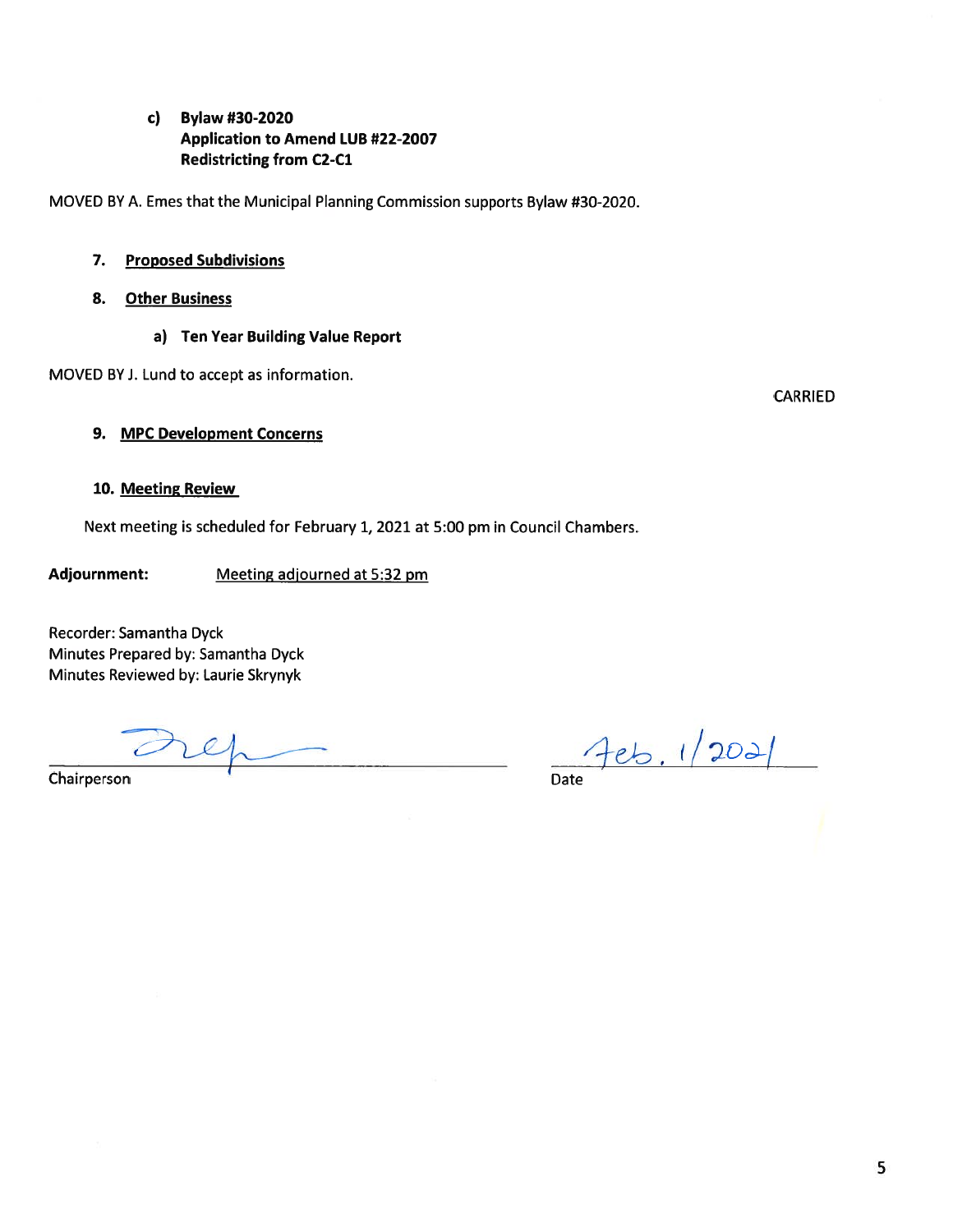**c) Bylaw #30-2020**
**Application to Amend LUB #22-2007**
**Redistricting from C2-C1**

MOVED BY A. Emes that the Municipal Planning Commission supports Bylaw #30-2020.

**7. Proposed Subdivisions**

**8. Other Business**

**a) Ten Year Building Value Report**

MOVED BY J. Lund to accept as information.

CARRIED

**9. MPC Development Concerns**

**10. Meeting Review**

Next meeting is scheduled for February 1, 2021 at 5:00 pm in Council Chambers.

**Adjournment:** Meeting adjourned at 5:32 pm

Recorder: Samantha Dyck
Minutes Prepared by: Samantha Dyck
Minutes Reviewed by: Laurie Skrynyk

Chairperson

Feb. 1/2021
Date